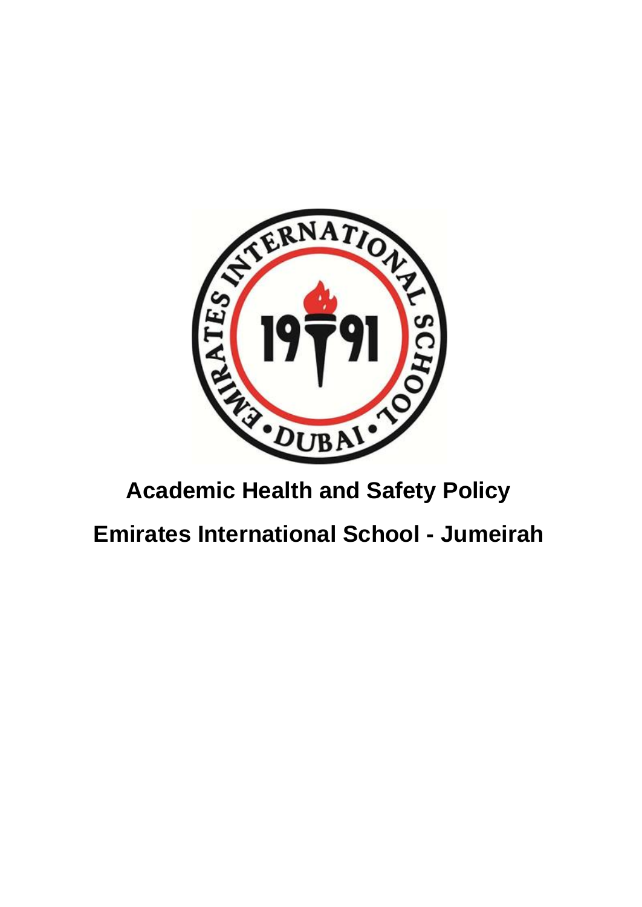# Academic Health and Safety Policy

# Emirates International School - Jumeirah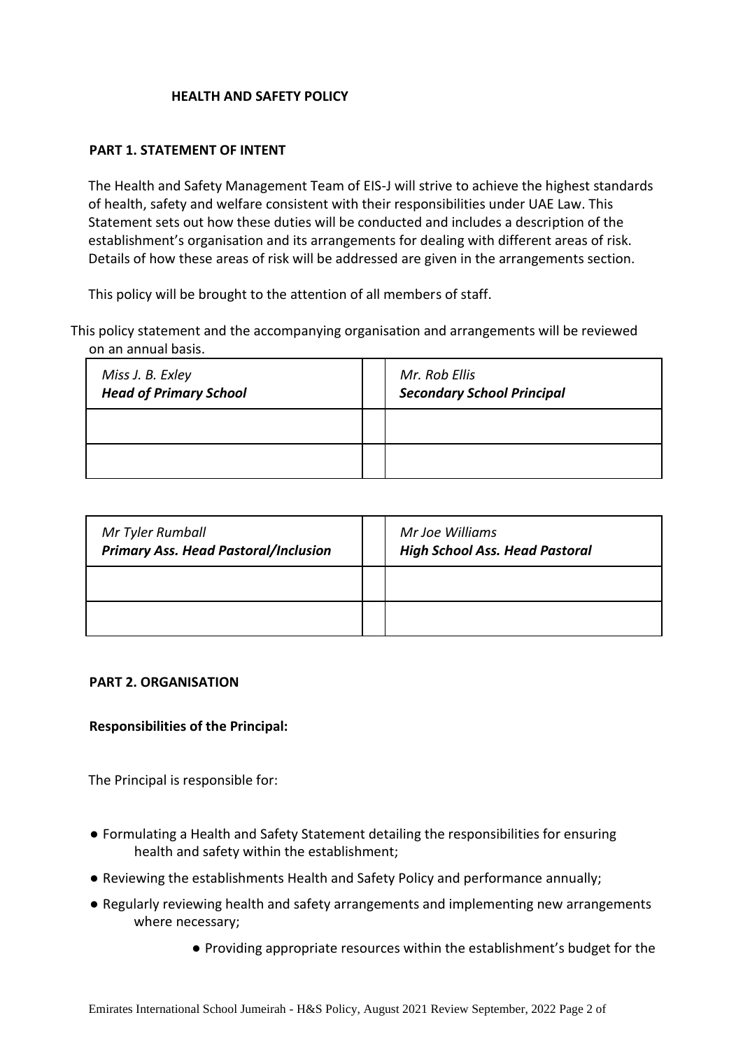## HEALTH AND SAFETY POLICY

### PART 1. STATEMENT OF INTENT

The Health and Safety Management Team of EIS-J will strive to achieve the highest standards of health, safety and welfare consistent with their responsibilities under UAE Law. This Statement sets out how these duties will be conducted and includes a description of the establishment's organisation and its arrangements for dealing with different areas of risk. Details of how these areas of risk will be addressed are given in the arrangements section.

This policy will be brought to the attention of all members of staff.

This policy statement and the accompanying organisation and arrangements will be reviewed on an annual basis.

| *Miss J. B. Exley* **_Head of Primary School_** | | *Mr. Rob Ellis* **_Secondary School Principal_** |
|---|---|---|
| | | |
| | | |

| *Mr Tyler Rumball* **_Primary Ass. Head Pastoral/Inclusion_** | | *Mr Joe Williams* **_High School Ass. Head Pastoral_** |
|---|---|---|
| | | |
| | | |

### PART 2. ORGANISATION

**Responsibilities of the Principal:**

The Principal is responsible for:

- Formulating a Health and Safety Statement detailing the responsibilities for ensuring health and safety within the establishment;
- Reviewing the establishments Health and Safety Policy and performance annually;
- Regularly reviewing health and safety arrangements and implementing new arrangements where necessary;
- Providing appropriate resources within the establishment's budget for the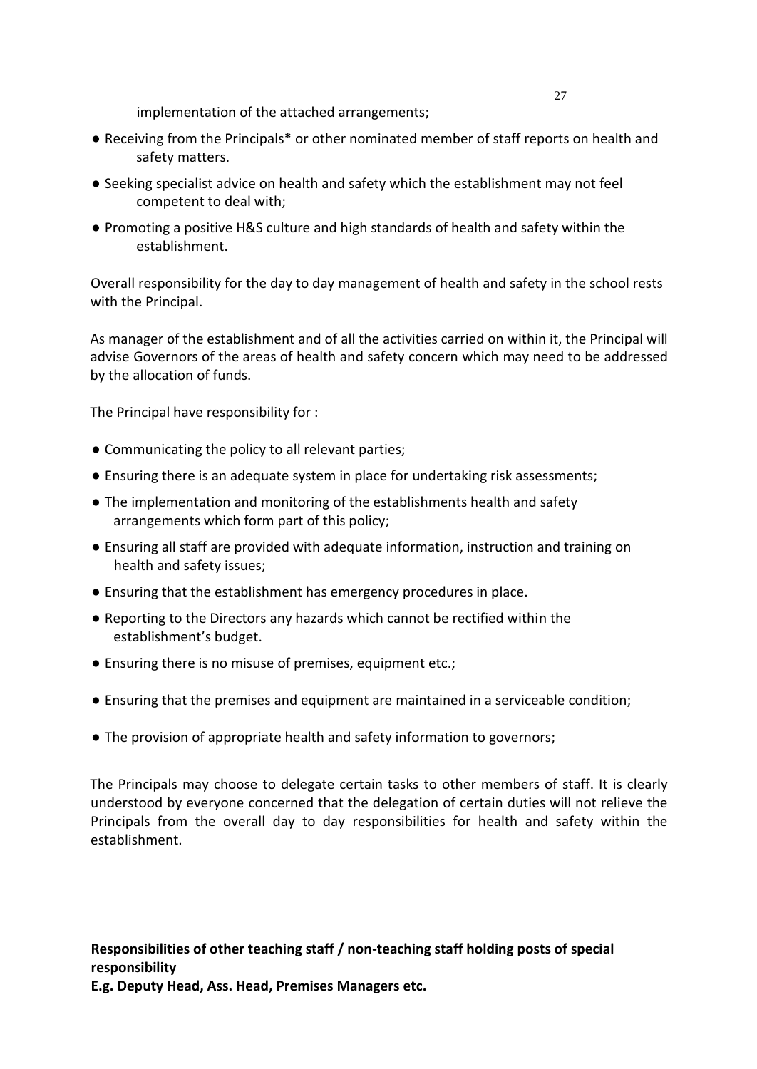implementation of the attached arrangements;

- Receiving from the Principals* or other nominated member of staff reports on health and safety matters.
- Seeking specialist advice on health and safety which the establishment may not feel competent to deal with;
- Promoting a positive H&S culture and high standards of health and safety within the establishment.

Overall responsibility for the day to day management of health and safety in the school rests with the Principal.

As manager of the establishment and of all the activities carried on within it, the Principal will advise Governors of the areas of health and safety concern which may need to be addressed by the allocation of funds.

The Principal have responsibility for :

- Communicating the policy to all relevant parties;
- Ensuring there is an adequate system in place for undertaking risk assessments;
- The implementation and monitoring of the establishments health and safety arrangements which form part of this policy;
- Ensuring all staff are provided with adequate information, instruction and training on health and safety issues;
- Ensuring that the establishment has emergency procedures in place.
- Reporting to the Directors any hazards which cannot be rectified within the establishment's budget.
- Ensuring there is no misuse of premises, equipment etc.;
- Ensuring that the premises and equipment are maintained in a serviceable condition;
- The provision of appropriate health and safety information to governors;

The Principals may choose to delegate certain tasks to other members of staff. It is clearly understood by everyone concerned that the delegation of certain duties will not relieve the Principals from the overall day to day responsibilities for health and safety within the establishment.

**Responsibilities of other teaching staff / non-teaching staff holding posts of special responsibility**
**E.g. Deputy Head, Ass. Head, Premises Managers etc.**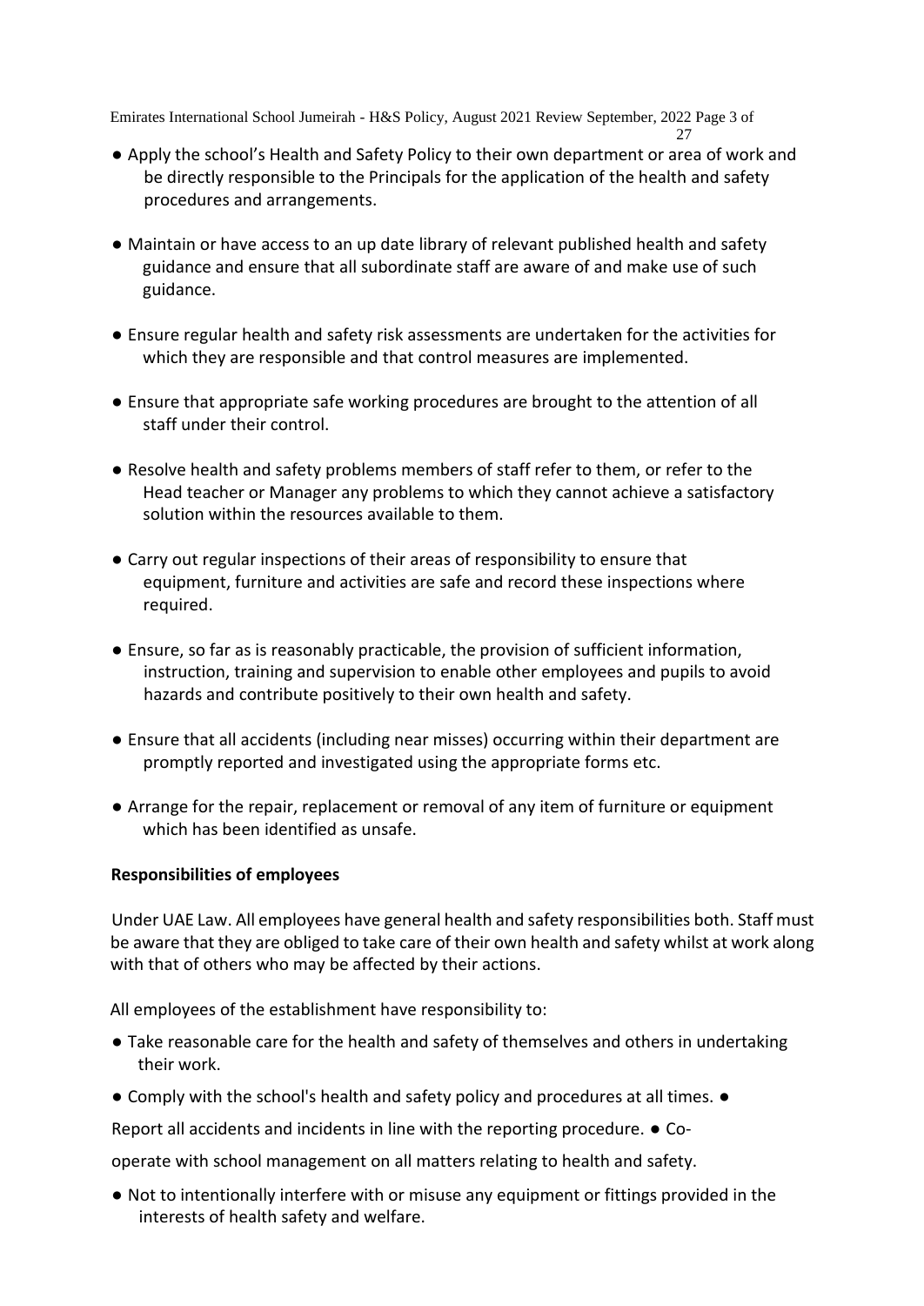- Apply the school's Health and Safety Policy to their own department or area of work and be directly responsible to the Principals for the application of the health and safety procedures and arrangements.

- Maintain or have access to an up date library of relevant published health and safety guidance and ensure that all subordinate staff are aware of and make use of such guidance.

- Ensure regular health and safety risk assessments are undertaken for the activities for which they are responsible and that control measures are implemented.

- Ensure that appropriate safe working procedures are brought to the attention of all staff under their control.

- Resolve health and safety problems members of staff refer to them, or refer to the Head teacher or Manager any problems to which they cannot achieve a satisfactory solution within the resources available to them.

- Carry out regular inspections of their areas of responsibility to ensure that equipment, furniture and activities are safe and record these inspections where required.

- Ensure, so far as is reasonably practicable, the provision of sufficient information, instruction, training and supervision to enable other employees and pupils to avoid hazards and contribute positively to their own health and safety.

- Ensure that all accidents (including near misses) occurring within their department are promptly reported and investigated using the appropriate forms etc.

- Arrange for the repair, replacement or removal of any item of furniture or equipment which has been identified as unsafe.

**Responsibilities of employees**

Under UAE Law. All employees have general health and safety responsibilities both. Staff must be aware that they are obliged to take care of their own health and safety whilst at work along with that of others who may be affected by their actions.

All employees of the establishment have responsibility to:

- Take reasonable care for the health and safety of themselves and others in undertaking their work.
- Comply with the school's health and safety policy and procedures at all times.
- Report all accidents and incidents in line with the reporting procedure.
- Co-operate with school management on all matters relating to health and safety.
- Not to intentionally interfere with or misuse any equipment or fittings provided in the interests of health safety and welfare.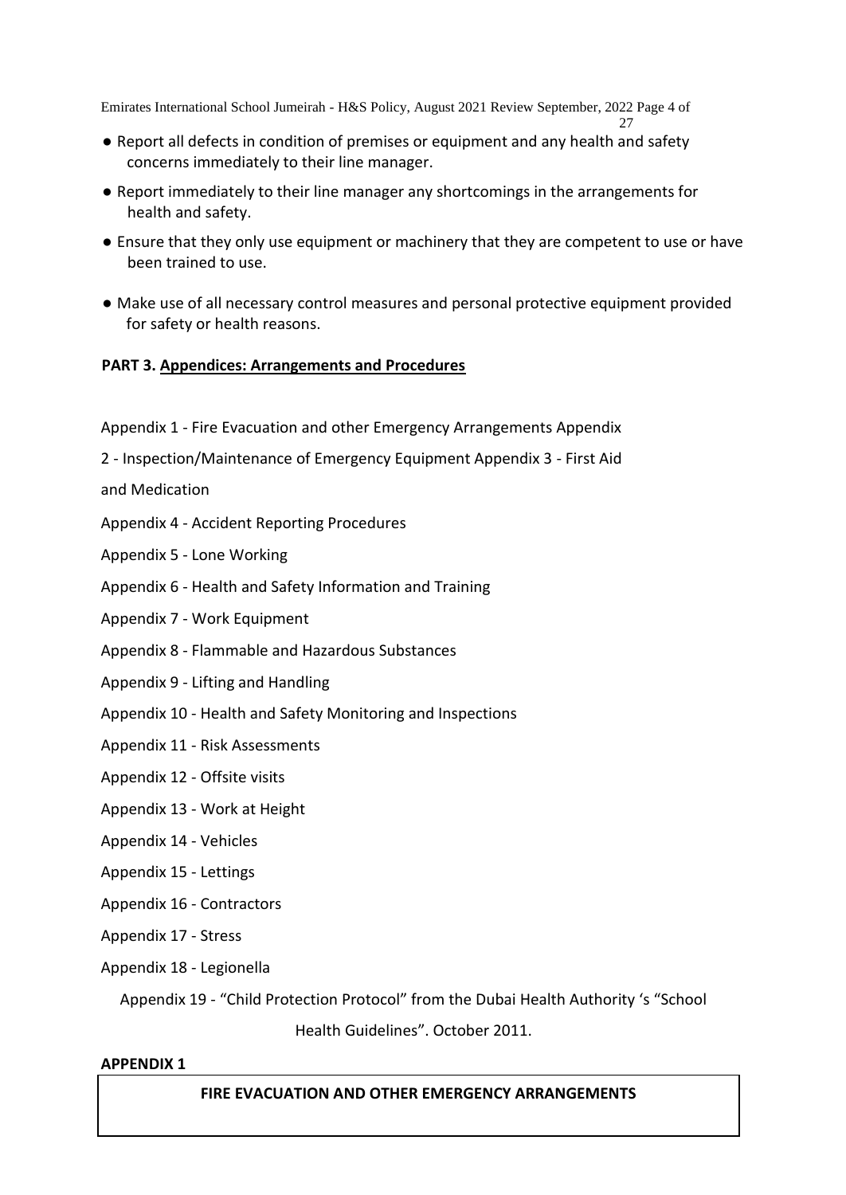- Report all defects in condition of premises or equipment and any health and safety concerns immediately to their line manager.
- Report immediately to their line manager any shortcomings in the arrangements for health and safety.
- Ensure that they only use equipment or machinery that they are competent to use or have been trained to use.
- Make use of all necessary control measures and personal protective equipment provided for safety or health reasons.

## PART 3. Appendices: Arrangements and Procedures

Appendix 1 - Fire Evacuation and other Emergency Arrangements

Appendix 2 - Inspection/Maintenance of Emergency Equipment

Appendix 3 - First Aid and Medication

Appendix 4 - Accident Reporting Procedures

Appendix 5 - Lone Working

Appendix 6 - Health and Safety Information and Training

Appendix 7 - Work Equipment

Appendix 8 - Flammable and Hazardous Substances

Appendix 9 - Lifting and Handling

Appendix 10 - Health and Safety Monitoring and Inspections

Appendix 11 - Risk Assessments

Appendix 12 - Offsite visits

Appendix 13 - Work at Height

Appendix 14 - Vehicles

Appendix 15 - Lettings

Appendix 16 - Contractors

Appendix 17 - Stress

Appendix 18 - Legionella

Appendix 19 - "Child Protection Protocol" from the Dubai Health Authority 's "School Health Guidelines". October 2011.

**APPENDIX 1**

**FIRE EVACUATION AND OTHER EMERGENCY ARRANGEMENTS**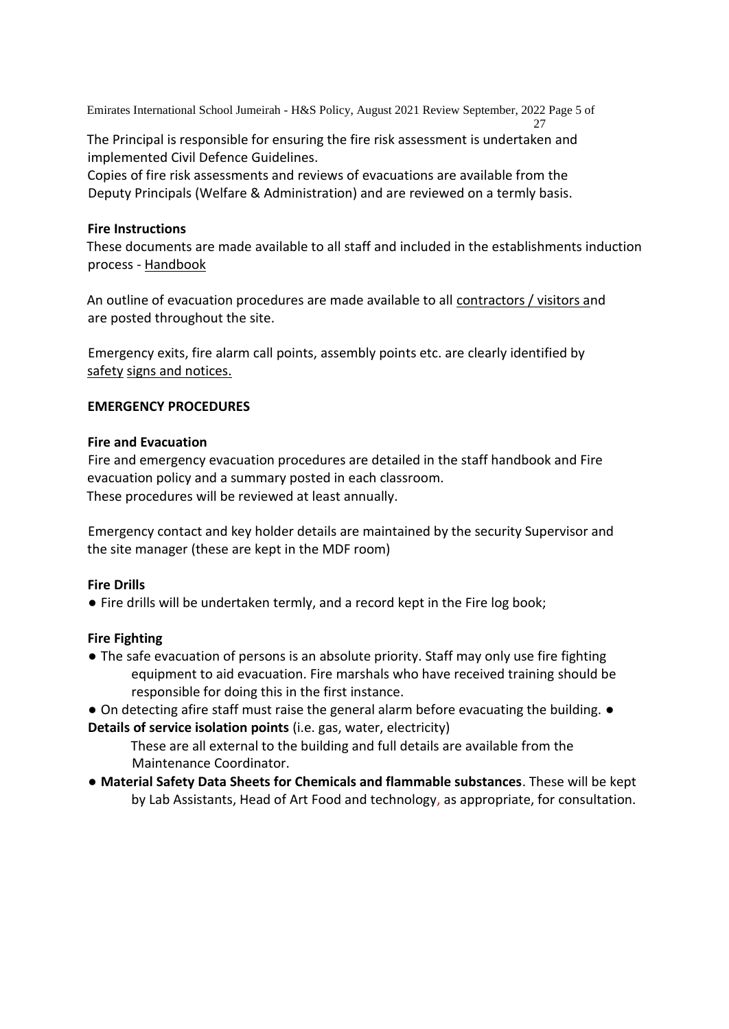The Principal is responsible for ensuring the fire risk assessment is undertaken and implemented Civil Defence Guidelines.
Copies of fire risk assessments and reviews of evacuations are available from the Deputy Principals (Welfare & Administration) and are reviewed on a termly basis.

**Fire Instructions**
These documents are made available to all staff and included in the establishments induction process - Handbook

An outline of evacuation procedures are made available to all contractors / visitors and are posted throughout the site.

Emergency exits, fire alarm call points, assembly points etc. are clearly identified by safety signs and notices.

**EMERGENCY PROCEDURES**

**Fire and Evacuation**
Fire and emergency evacuation procedures are detailed in the staff handbook and Fire evacuation policy and a summary posted in each classroom.
These procedures will be reviewed at least annually.

Emergency contact and key holder details are maintained by the security Supervisor and the site manager (these are kept in the MDF room)

**Fire Drills**

- Fire drills will be undertaken termly, and a record kept in the Fire log book;

**Fire Fighting**

- The safe evacuation of persons is an absolute priority. Staff may only use fire fighting equipment to aid evacuation. Fire marshals who have received training should be responsible for doing this in the first instance.
- On detecting afire staff must raise the general alarm before evacuating the building.
- **Details of service isolation points** (i.e. gas, water, electricity)
  These are all external to the building and full details are available from the Maintenance Coordinator.
- **Material Safety Data Sheets for Chemicals and flammable substances**. These will be kept by Lab Assistants, Head of Art Food and technology, as appropriate, for consultation.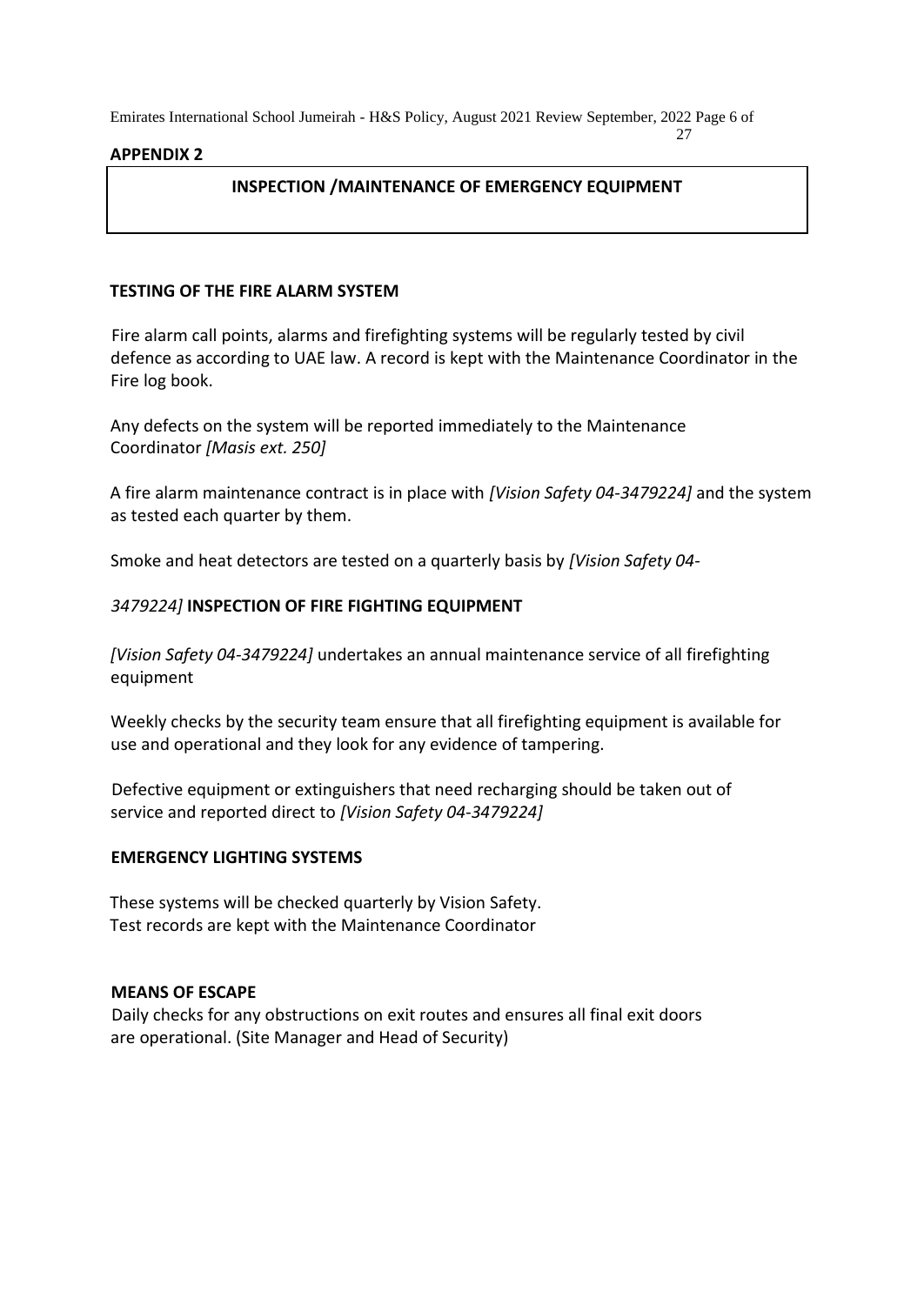**APPENDIX 2**

## INSPECTION /MAINTENANCE OF EMERGENCY EQUIPMENT

### TESTING OF THE FIRE ALARM SYSTEM

Fire alarm call points, alarms and firefighting systems will be regularly tested by civil defence as according to UAE law. A record is kept with the Maintenance Coordinator in the Fire log book.

Any defects on the system will be reported immediately to the Maintenance Coordinator *[Masis ext. 250]*

A fire alarm maintenance contract is in place with *[Vision Safety 04-3479224]* and the system as tested each quarter by them.

Smoke and heat detectors are tested on a quarterly basis by *[Vision Safety 04-3479224]*

### INSPECTION OF FIRE FIGHTING EQUIPMENT

*[Vision Safety 04-3479224]* undertakes an annual maintenance service of all firefighting equipment

Weekly checks by the security team ensure that all firefighting equipment is available for use and operational and they look for any evidence of tampering.

Defective equipment or extinguishers that need recharging should be taken out of service and reported direct to *[Vision Safety 04-3479224]*

### EMERGENCY LIGHTING SYSTEMS

These systems will be checked quarterly by Vision Safety.
Test records are kept with the Maintenance Coordinator

### MEANS OF ESCAPE

Daily checks for any obstructions on exit routes and ensures all final exit doors are operational. (Site Manager and Head of Security)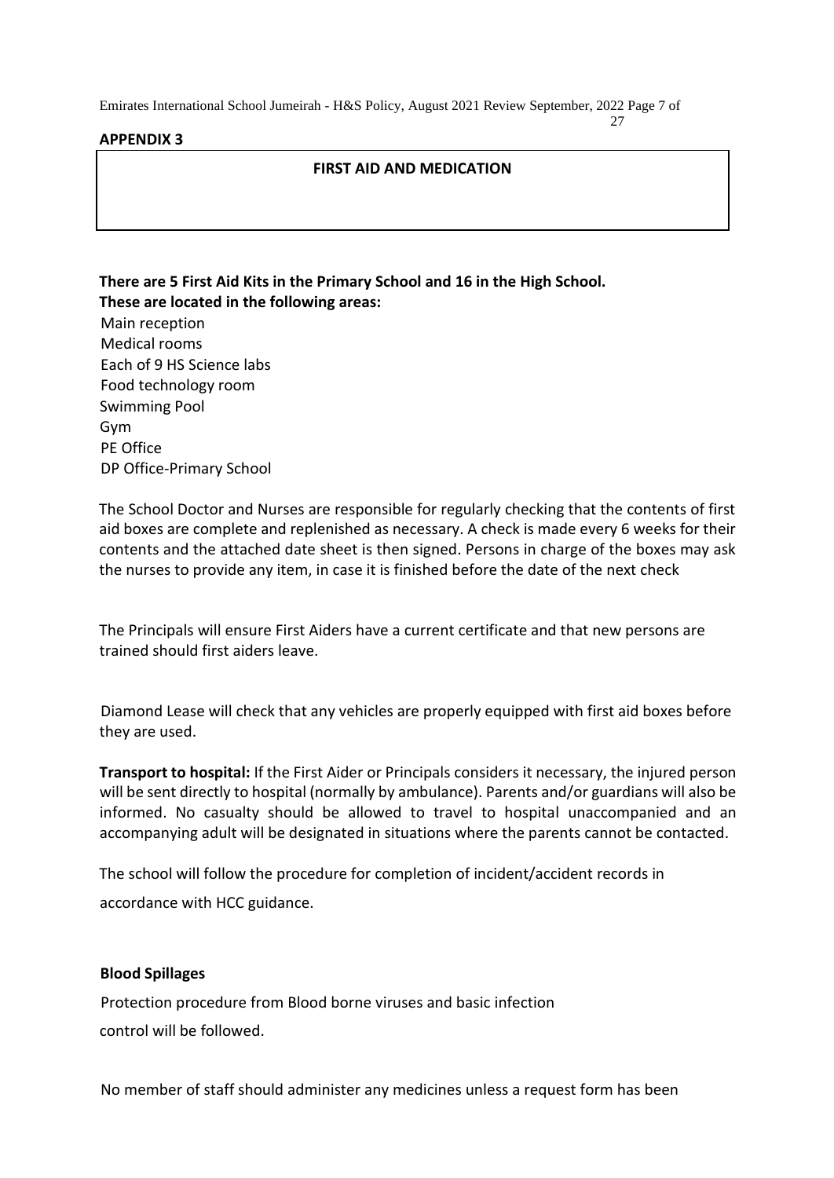**APPENDIX 3**

## FIRST AID AND MEDICATION

**There are 5 First Aid Kits in the Primary School and 16 in the High School.**
**These are located in the following areas:**

Main reception
Medical rooms
Each of 9 HS Science labs
Food technology room
Swimming Pool
Gym
PE Office
DP Office-Primary School

The School Doctor and Nurses are responsible for regularly checking that the contents of first aid boxes are complete and replenished as necessary. A check is made every 6 weeks for their contents and the attached date sheet is then signed. Persons in charge of the boxes may ask the nurses to provide any item, in case it is finished before the date of the next check

The Principals will ensure First Aiders have a current certificate and that new persons are trained should first aiders leave.

Diamond Lease will check that any vehicles are properly equipped with first aid boxes before they are used.

**Transport to hospital:** If the First Aider or Principals considers it necessary, the injured person will be sent directly to hospital (normally by ambulance). Parents and/or guardians will also be informed. No casualty should be allowed to travel to hospital unaccompanied and an accompanying adult will be designated in situations where the parents cannot be contacted.

The school will follow the procedure for completion of incident/accident records in accordance with HCC guidance.

**Blood Spillages**

Protection procedure from Blood borne viruses and basic infection control will be followed.

No member of staff should administer any medicines unless a request form has been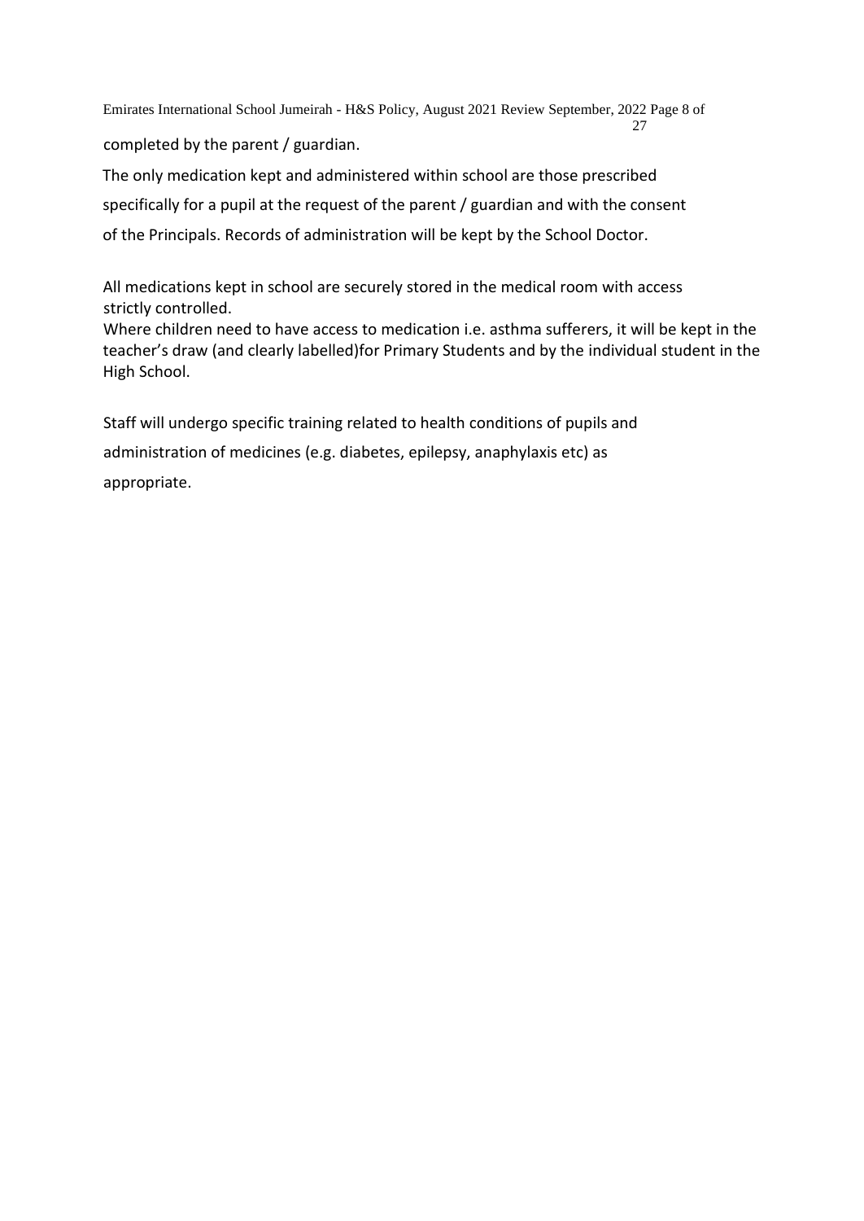completed by the parent / guardian.

The only medication kept and administered within school are those prescribed specifically for a pupil at the request of the parent / guardian and with the consent of the Principals. Records of administration will be kept by the School Doctor.

All medications kept in school are securely stored in the medical room with access strictly controlled.

Where children need to have access to medication i.e. asthma sufferers, it will be kept in the teacher's draw (and clearly labelled)for Primary Students and by the individual student in the High School.

Staff will undergo specific training related to health conditions of pupils and administration of medicines (e.g. diabetes, epilepsy, anaphylaxis etc) as appropriate.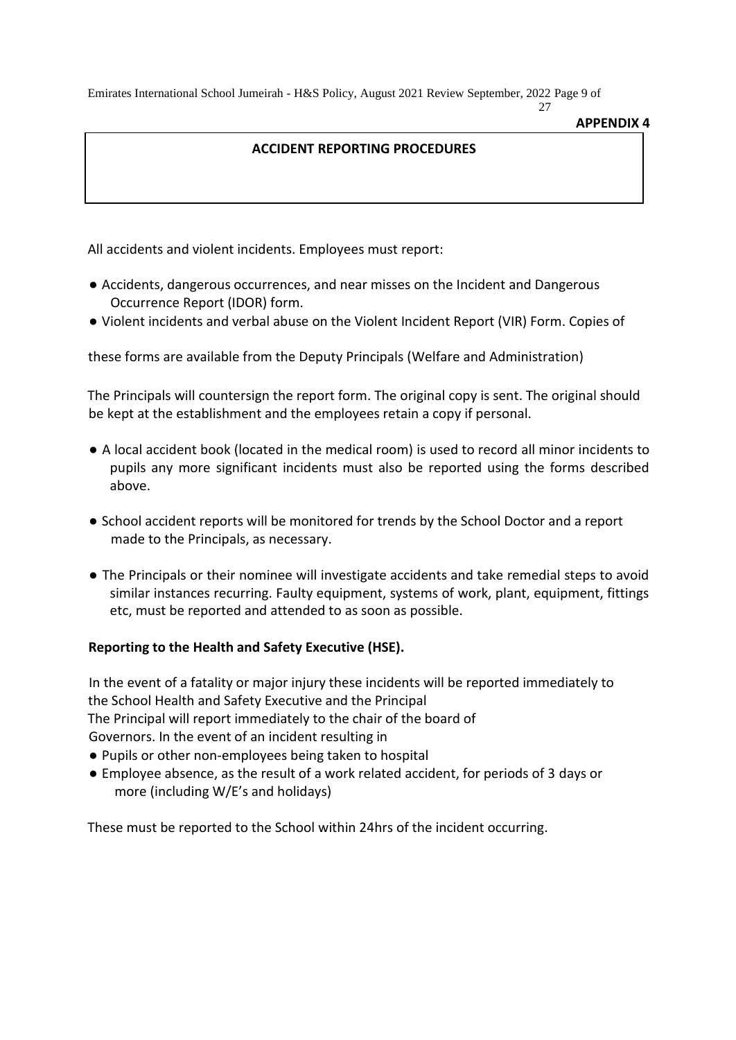**APPENDIX 4**

## ACCIDENT REPORTING PROCEDURES

All accidents and violent incidents. Employees must report:

- Accidents, dangerous occurrences, and near misses on the Incident and Dangerous Occurrence Report (IDOR) form.
- Violent incidents and verbal abuse on the Violent Incident Report (VIR) Form. Copies of

these forms are available from the Deputy Principals (Welfare and Administration)

The Principals will countersign the report form. The original copy is sent. The original should be kept at the establishment and the employees retain a copy if personal.

- A local accident book (located in the medical room) is used to record all minor incidents to pupils any more significant incidents must also be reported using the forms described above.

- School accident reports will be monitored for trends by the School Doctor and a report made to the Principals, as necessary.

- The Principals or their nominee will investigate accidents and take remedial steps to avoid similar instances recurring. Faulty equipment, systems of work, plant, equipment, fittings etc, must be reported and attended to as soon as possible.

**Reporting to the Health and Safety Executive (HSE).**

In the event of a fatality or major injury these incidents will be reported immediately to the School Health and Safety Executive and the Principal
The Principal will report immediately to the chair of the board of Governors. In the event of an incident resulting in

- Pupils or other non-employees being taken to hospital
- Employee absence, as the result of a work related accident, for periods of 3 days or more (including W/E's and holidays)

These must be reported to the School within 24hrs of the incident occurring.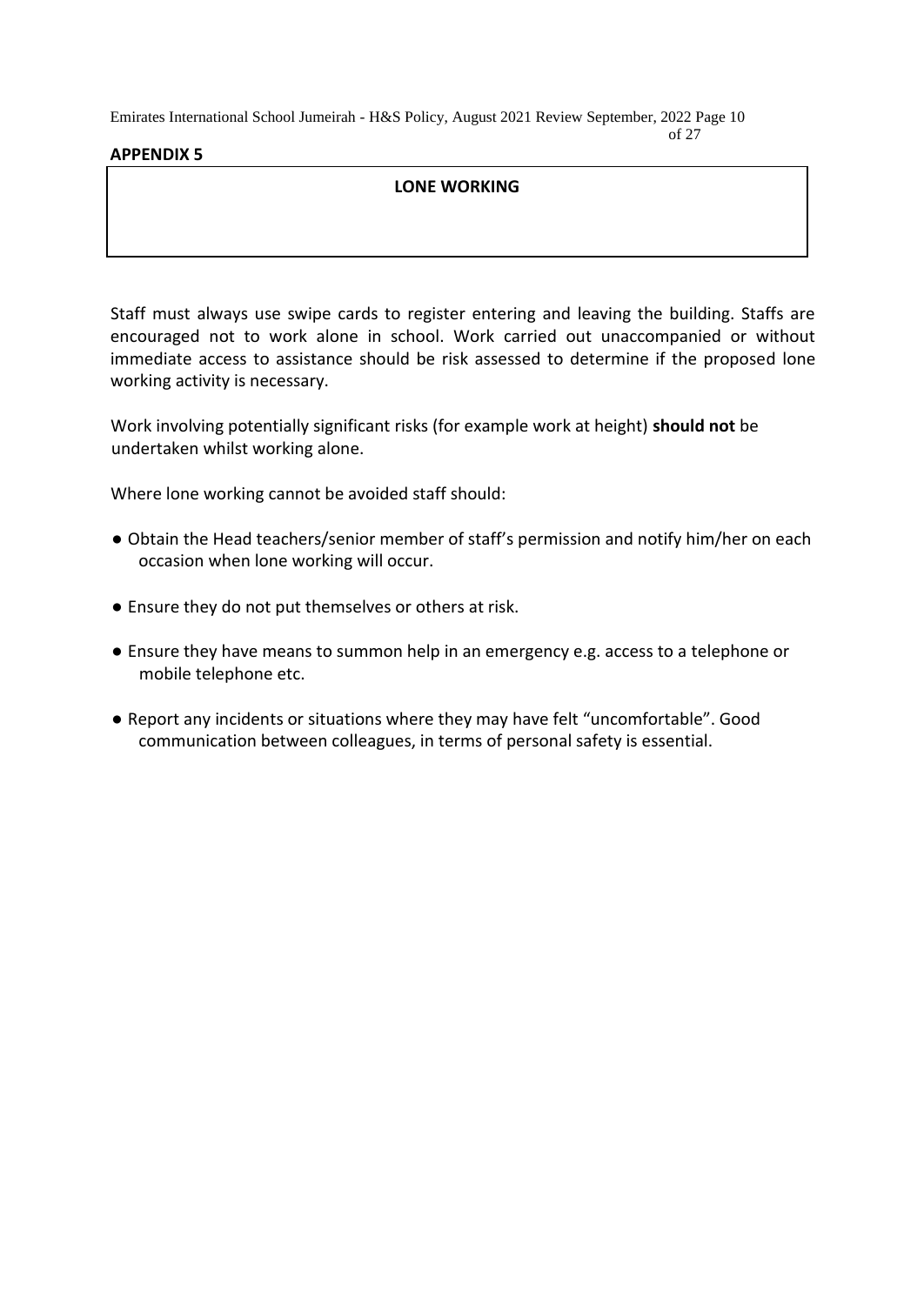**APPENDIX 5**

## LONE WORKING

Staff must always use swipe cards to register entering and leaving the building. Staffs are encouraged not to work alone in school. Work carried out unaccompanied or without immediate access to assistance should be risk assessed to determine if the proposed lone working activity is necessary.

Work involving potentially significant risks (for example work at height) **should not** be undertaken whilst working alone.

Where lone working cannot be avoided staff should:

- Obtain the Head teachers/senior member of staff's permission and notify him/her on each occasion when lone working will occur.
- Ensure they do not put themselves or others at risk.
- Ensure they have means to summon help in an emergency e.g. access to a telephone or mobile telephone etc.
- Report any incidents or situations where they may have felt "uncomfortable". Good communication between colleagues, in terms of personal safety is essential.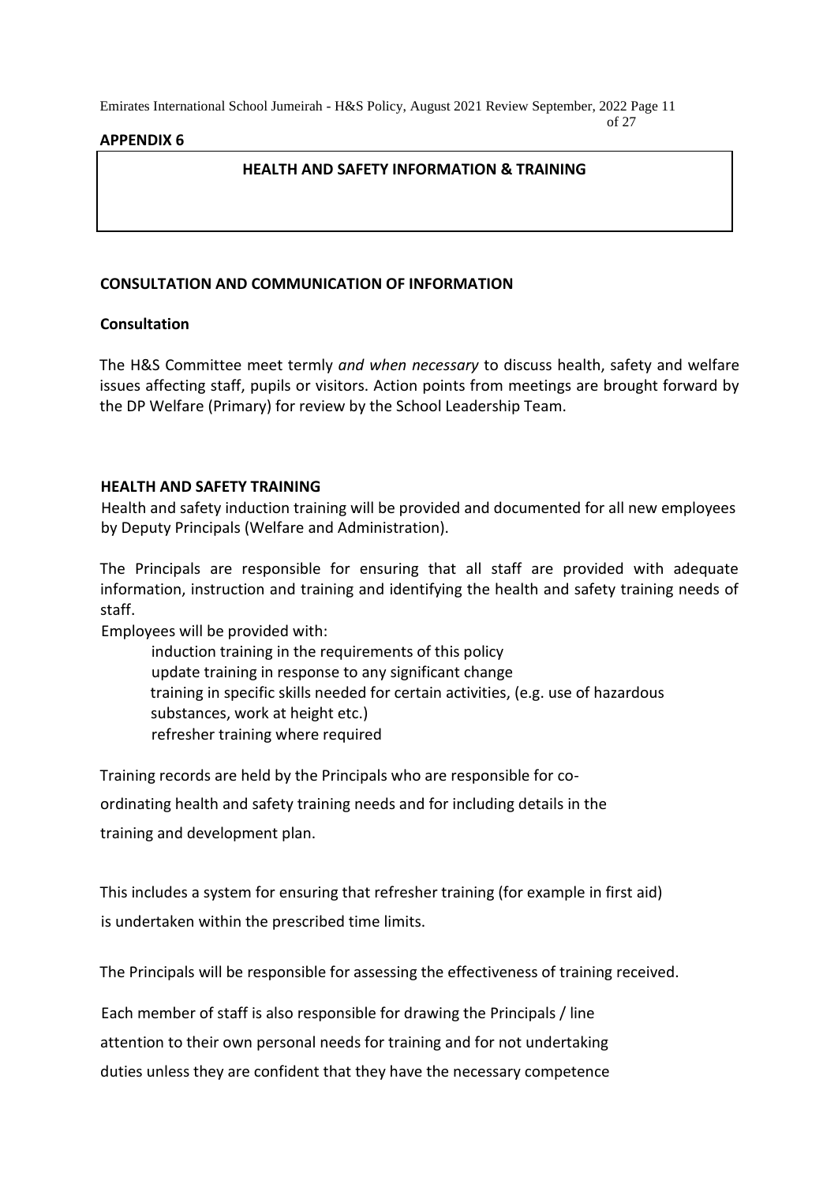**APPENDIX 6**

## HEALTH AND SAFETY INFORMATION & TRAINING

### CONSULTATION AND COMMUNICATION OF INFORMATION

**Consultation**

The H&S Committee meet termly *and when necessary* to discuss health, safety and welfare issues affecting staff, pupils or visitors. Action points from meetings are brought forward by the DP Welfare (Primary) for review by the School Leadership Team.

### HEALTH AND SAFETY TRAINING

Health and safety induction training will be provided and documented for all new employees by Deputy Principals (Welfare and Administration).

The Principals are responsible for ensuring that all staff are provided with adequate information, instruction and training and identifying the health and safety training needs of staff.

Employees will be provided with:

- induction training in the requirements of this policy
- update training in response to any significant change
- training in specific skills needed for certain activities, (e.g. use of hazardous substances, work at height etc.)
- refresher training where required

Training records are held by the Principals who are responsible for co-ordinating health and safety training needs and for including details in the training and development plan.

This includes a system for ensuring that refresher training (for example in first aid) is undertaken within the prescribed time limits.

The Principals will be responsible for assessing the effectiveness of training received.

Each member of staff is also responsible for drawing the Principals / line attention to their own personal needs for training and for not undertaking duties unless they are confident that they have the necessary competence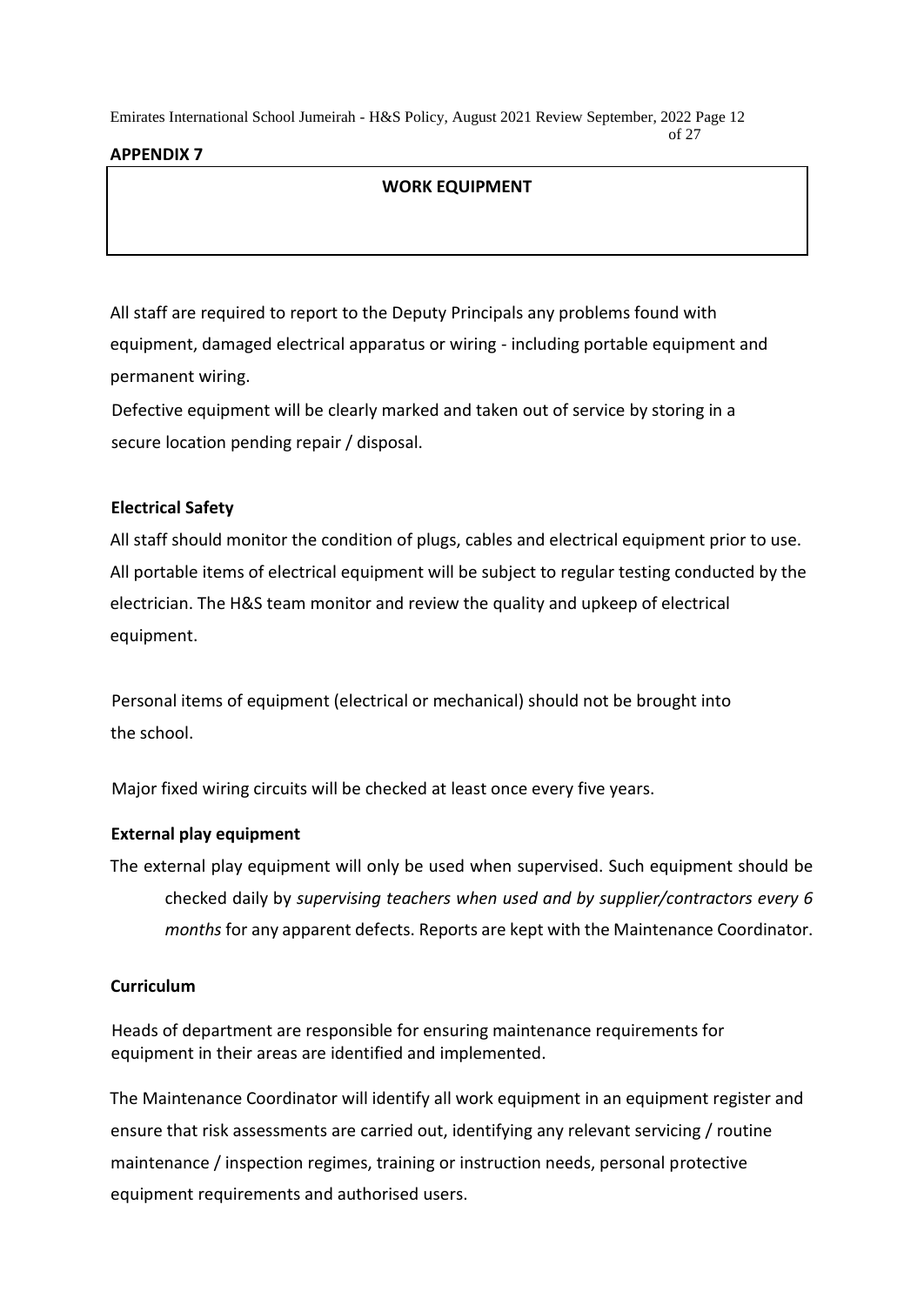**APPENDIX 7**

## WORK EQUIPMENT

All staff are required to report to the Deputy Principals any problems found with equipment, damaged electrical apparatus or wiring - including portable equipment and permanent wiring.

Defective equipment will be clearly marked and taken out of service by storing in a secure location pending repair / disposal.

### Electrical Safety

All staff should monitor the condition of plugs, cables and electrical equipment prior to use. All portable items of electrical equipment will be subject to regular testing conducted by the electrician. The H&S team monitor and review the quality and upkeep of electrical equipment.

Personal items of equipment (electrical or mechanical) should not be brought into the school.

Major fixed wiring circuits will be checked at least once every five years.

### External play equipment

The external play equipment will only be used when supervised. Such equipment should be checked daily by *supervising teachers when used and by supplier/contractors every 6 months* for any apparent defects. Reports are kept with the Maintenance Coordinator.

### Curriculum

Heads of department are responsible for ensuring maintenance requirements for equipment in their areas are identified and implemented.

The Maintenance Coordinator will identify all work equipment in an equipment register and ensure that risk assessments are carried out, identifying any relevant servicing / routine maintenance / inspection regimes, training or instruction needs, personal protective equipment requirements and authorised users.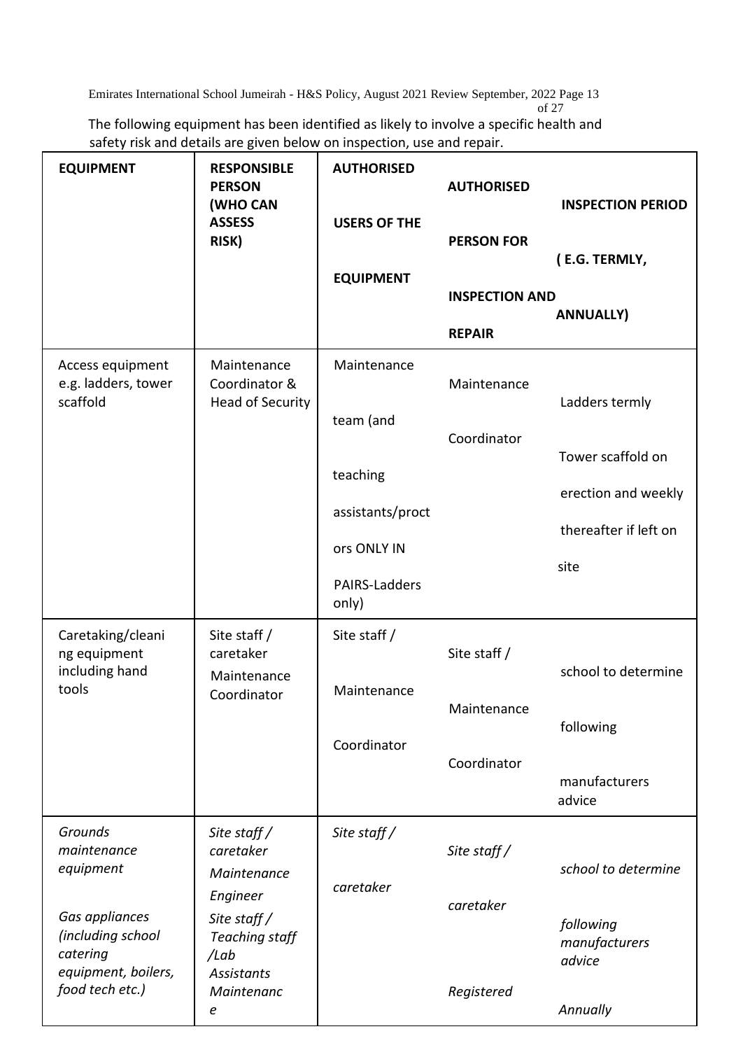The following equipment has been identified as likely to involve a specific health and safety risk and details are given below on inspection, use and repair.

| EQUIPMENT | RESPONSIBLE PERSON (WHO CAN ASSESS RISK) | AUTHORISED USERS OF THE EQUIPMENT | AUTHORISED PERSON FOR INSPECTION AND REPAIR | INSPECTION PERIOD ( E.G. TERMLY, ANNUALLY) |
|---|---|---|---|---|
| Access equipment e.g. ladders, tower scaffold | Maintenance Coordinator & Head of Security | Maintenance team (and teaching assistants/proctors ONLY IN PAIRS-Ladders only) | Maintenance Coordinator | Ladders termly Tower scaffold on erection and weekly thereafter if left on site |
| Caretaking/cleaning equipment including hand tools | Site staff / caretaker Maintenance Coordinator | Site staff / Maintenance Coordinator | Site staff / Maintenance Coordinator | school to determine following manufacturers advice |
| *Grounds maintenance equipment* | *Site staff / caretaker Maintenance Engineer* | *Site staff / caretaker* | *Site staff / caretaker* | *school to determine following manufacturers advice* |
| *Gas appliances (including school catering equipment, boilers, food tech etc.)* | *Site staff / Teaching staff /Lab Assistants Maintenance* | | *Registered* | *Annually* |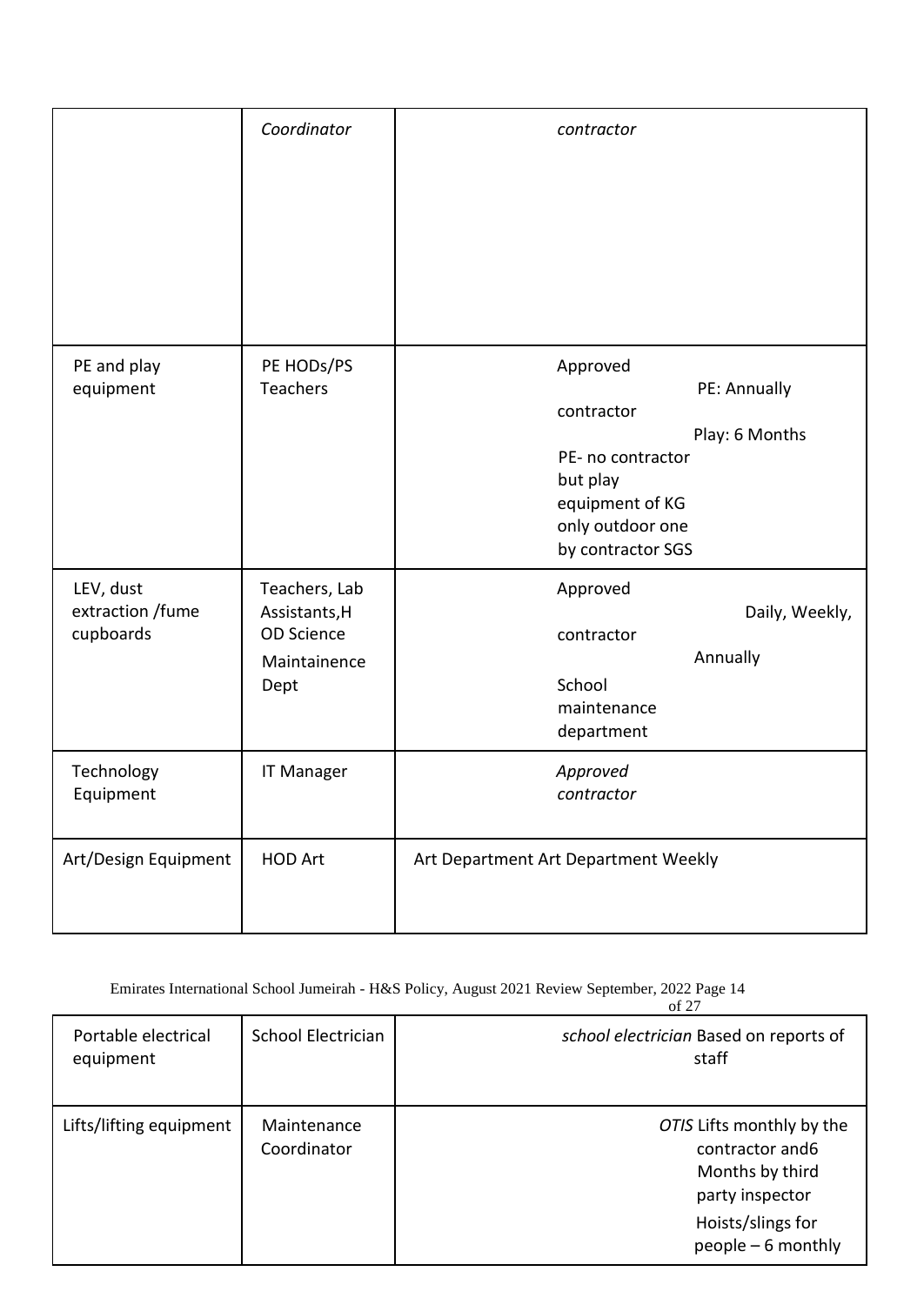| | | |
|---|---|---|
| | *Coordinator* | *contractor* |
| PE and play equipment | PE HODs/PS Teachers | Approved contractor PE- no contractor but play equipment of KG only outdoor one by contractor SGS PE: Annually Play: 6 Months |
| LEV, dust extraction /fume cupboards | Teachers, Lab Assistants,H OD Science Maintainence Dept | Approved contractor School maintenance department Daily, Weekly, Annually |
| Technology Equipment | IT Manager | *Approved contractor* |
| Art/Design Equipment | HOD Art | Art Department Art Department Weekly |
| Portable electrical equipment | School Electrician | *school electrician* Based on reports of staff |
| Lifts/lifting equipment | Maintenance Coordinator | *OTIS* Lifts monthly by the contractor and6 Months by third party inspector Hoists/slings for people – 6 monthly |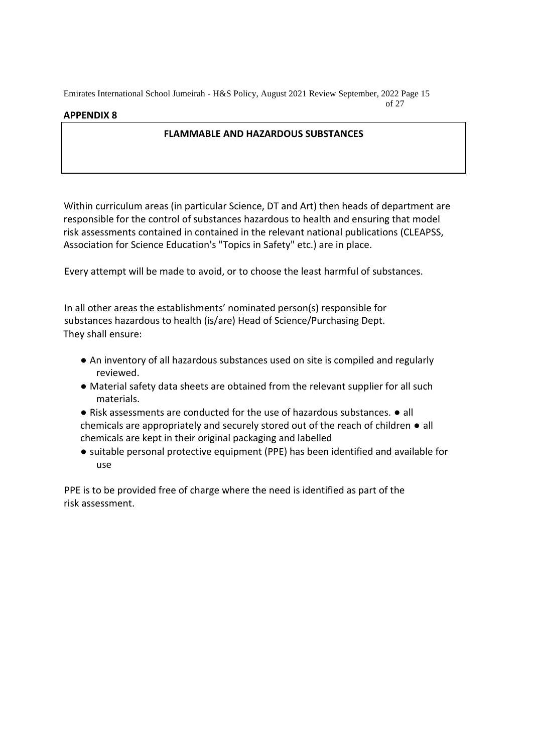**APPENDIX 8**

## FLAMMABLE AND HAZARDOUS SUBSTANCES

Within curriculum areas (in particular Science, DT and Art) then heads of department are responsible for the control of substances hazardous to health and ensuring that model risk assessments contained in contained in the relevant national publications (CLEAPSS, Association for Science Education's "Topics in Safety" etc.) are in place.

Every attempt will be made to avoid, or to choose the least harmful of substances.

In all other areas the establishments' nominated person(s) responsible for substances hazardous to health (is/are) Head of Science/Purchasing Dept. They shall ensure:

- An inventory of all hazardous substances used on site is compiled and regularly reviewed.
- Material safety data sheets are obtained from the relevant supplier for all such materials.
- Risk assessments are conducted for the use of hazardous substances.
- all chemicals are appropriately and securely stored out of the reach of children
- all chemicals are kept in their original packaging and labelled
- suitable personal protective equipment (PPE) has been identified and available for use

PPE is to be provided free of charge where the need is identified as part of the risk assessment.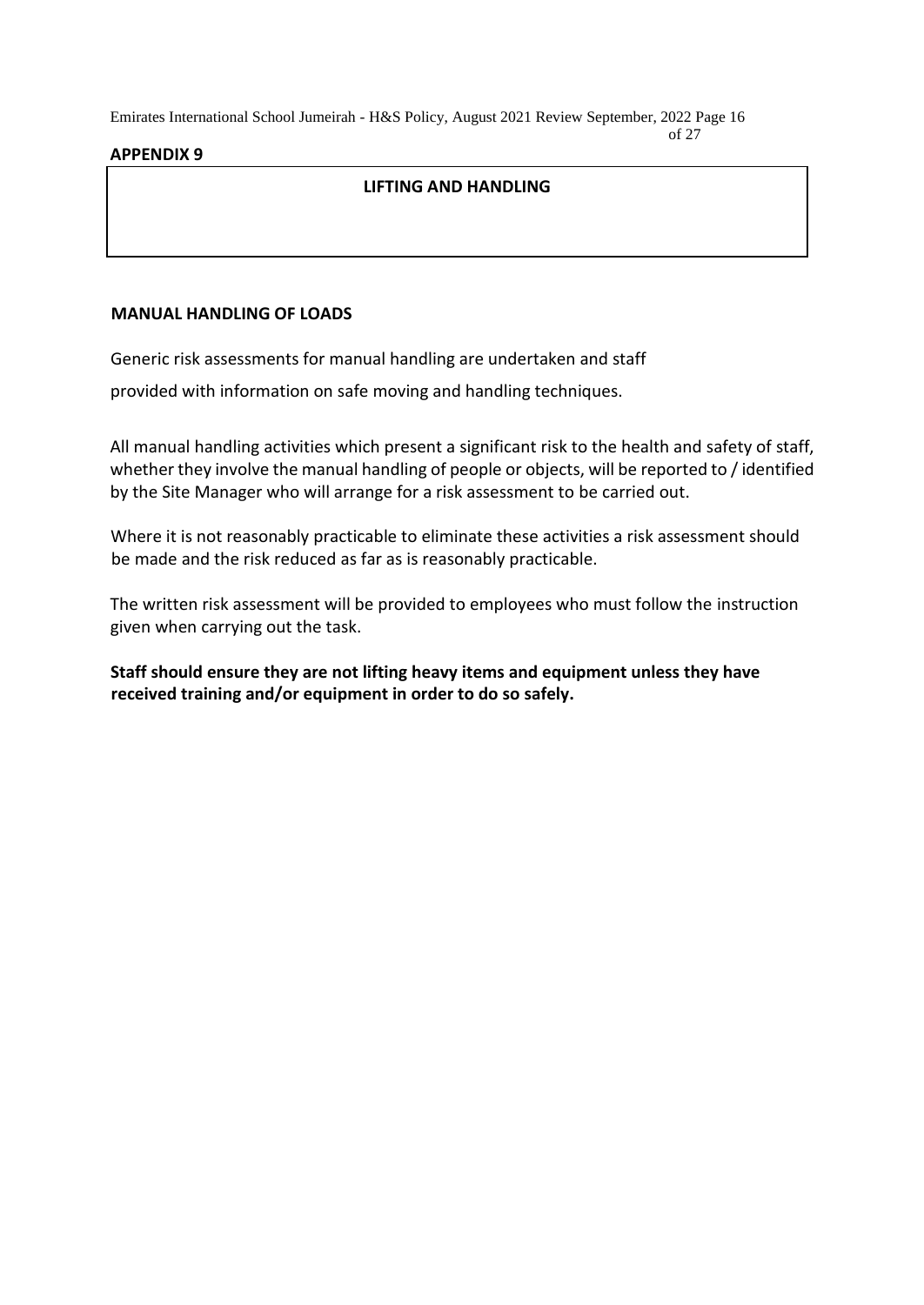**APPENDIX 9**

## LIFTING AND HANDLING

### MANUAL HANDLING OF LOADS

Generic risk assessments for manual handling are undertaken and staff provided with information on safe moving and handling techniques.

All manual handling activities which present a significant risk to the health and safety of staff, whether they involve the manual handling of people or objects, will be reported to / identified by the Site Manager who will arrange for a risk assessment to be carried out.

Where it is not reasonably practicable to eliminate these activities a risk assessment should be made and the risk reduced as far as is reasonably practicable.

The written risk assessment will be provided to employees who must follow the instruction given when carrying out the task.

**Staff should ensure they are not lifting heavy items and equipment unless they have received training and/or equipment in order to do so safely.**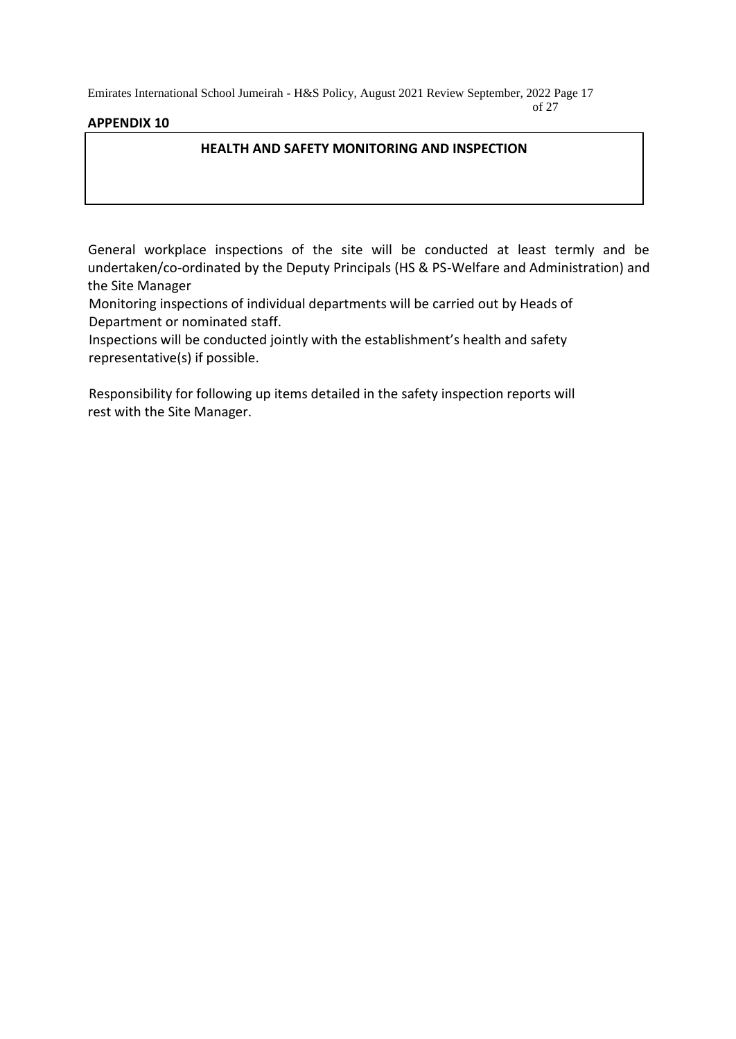**APPENDIX 10**

## HEALTH AND SAFETY MONITORING AND INSPECTION

General workplace inspections of the site will be conducted at least termly and be undertaken/co-ordinated by the Deputy Principals (HS & PS-Welfare and Administration) and the Site Manager

Monitoring inspections of individual departments will be carried out by Heads of Department or nominated staff.

Inspections will be conducted jointly with the establishment's health and safety representative(s) if possible.

Responsibility for following up items detailed in the safety inspection reports will rest with the Site Manager.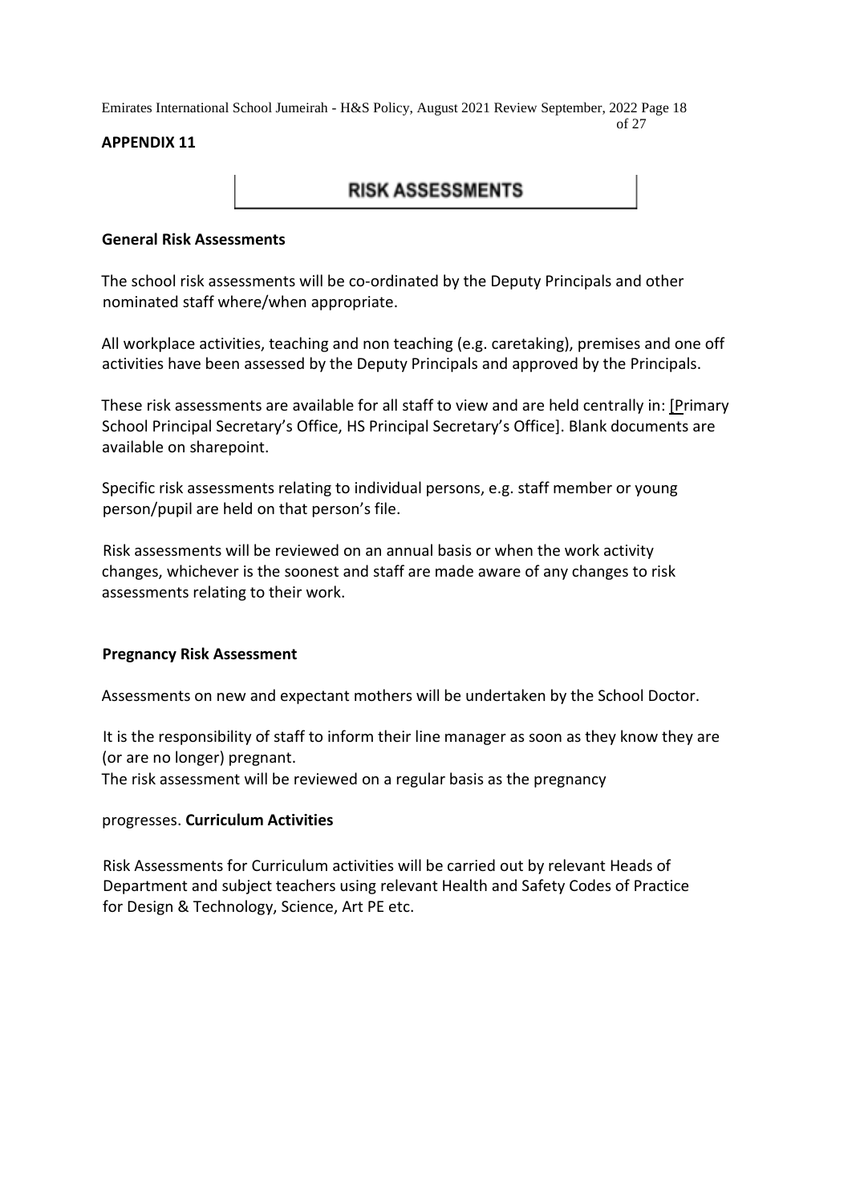**APPENDIX 11**

# RISK ASSESSMENTS

**General Risk Assessments**

The school risk assessments will be co-ordinated by the Deputy Principals and other nominated staff where/when appropriate.

All workplace activities, teaching and non teaching (e.g. caretaking), premises and one off activities have been assessed by the Deputy Principals and approved by the Principals.

These risk assessments are available for all staff to view and are held centrally in: [Primary School Principal Secretary's Office, HS Principal Secretary's Office]. Blank documents are available on sharepoint.

Specific risk assessments relating to individual persons, e.g. staff member or young person/pupil are held on that person's file.

Risk assessments will be reviewed on an annual basis or when the work activity changes, whichever is the soonest and staff are made aware of any changes to risk assessments relating to their work.

**Pregnancy Risk Assessment**

Assessments on new and expectant mothers will be undertaken by the School Doctor.

It is the responsibility of staff to inform their line manager as soon as they know they are (or are no longer) pregnant.
The risk assessment will be reviewed on a regular basis as the pregnancy progresses.

**Curriculum Activities**

Risk Assessments for Curriculum activities will be carried out by relevant Heads of Department and subject teachers using relevant Health and Safety Codes of Practice for Design & Technology, Science, Art PE etc.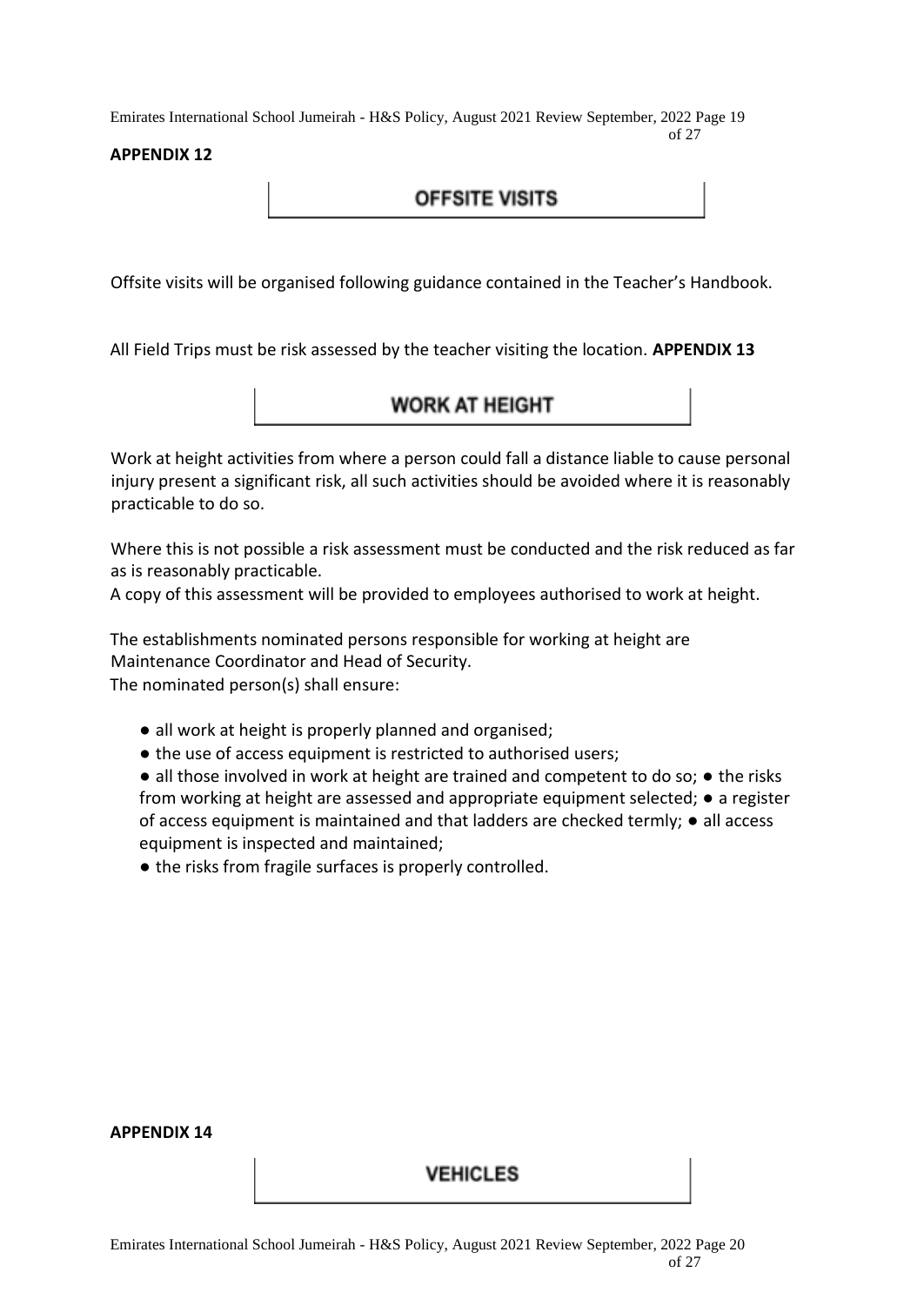**APPENDIX 12**

## OFFSITE VISITS

Offsite visits will be organised following guidance contained in the Teacher's Handbook.

All Field Trips must be risk assessed by the teacher visiting the location. **APPENDIX 13**

## WORK AT HEIGHT

Work at height activities from where a person could fall a distance liable to cause personal injury present a significant risk, all such activities should be avoided where it is reasonably practicable to do so.

Where this is not possible a risk assessment must be conducted and the risk reduced as far as is reasonably practicable.
A copy of this assessment will be provided to employees authorised to work at height.

The establishments nominated persons responsible for working at height are Maintenance Coordinator and Head of Security.
The nominated person(s) shall ensure:

- all work at height is properly planned and organised;
- the use of access equipment is restricted to authorised users;
- all those involved in work at height are trained and competent to do so;
- the risks from working at height are assessed and appropriate equipment selected;
- a register of access equipment is maintained and that ladders are checked termly;
- all access equipment is inspected and maintained;
- the risks from fragile surfaces is properly controlled.

**APPENDIX 14**

## VEHICLES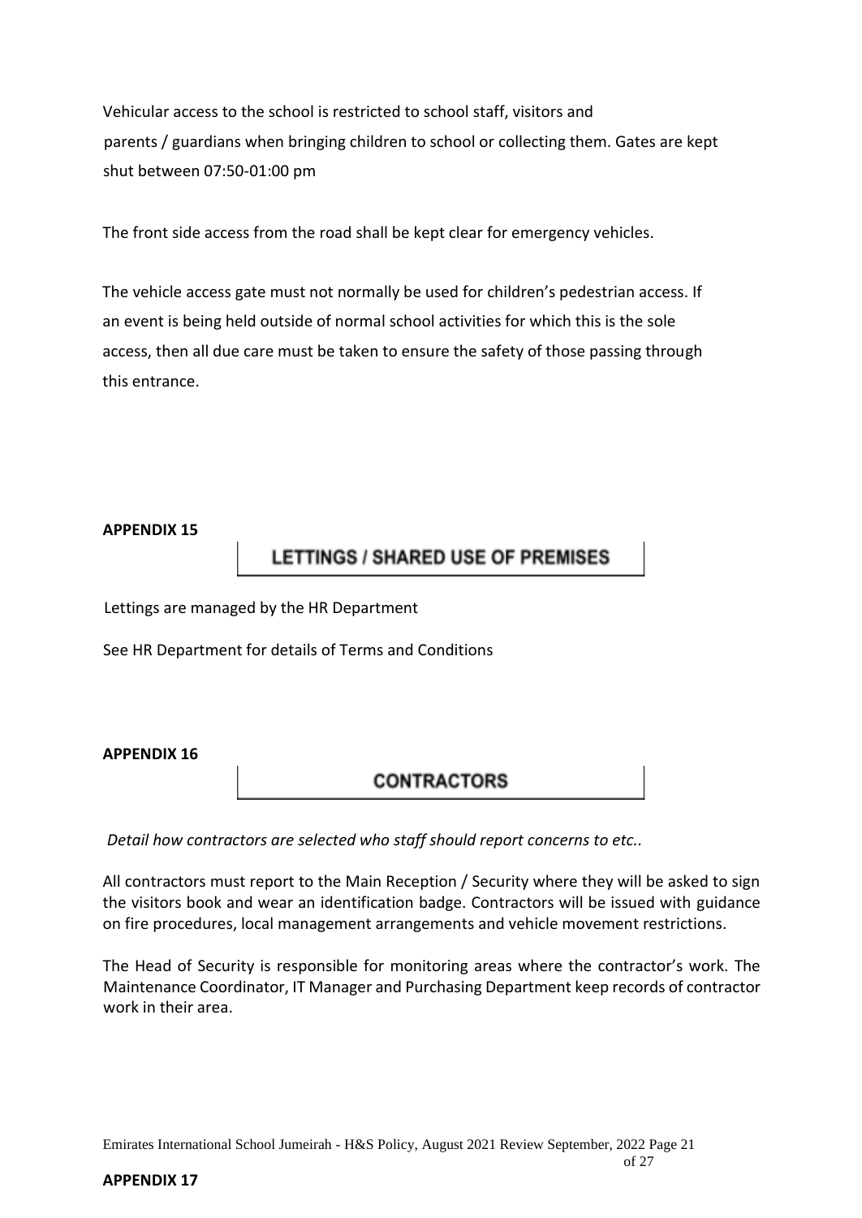Vehicular access to the school is restricted to school staff, visitors and parents / guardians when bringing children to school or collecting them. Gates are kept shut between 07:50-01:00 pm

The front side access from the road shall be kept clear for emergency vehicles.

The vehicle access gate must not normally be used for children's pedestrian access. If an event is being held outside of normal school activities for which this is the sole access, then all due care must be taken to ensure the safety of those passing through this entrance.

**APPENDIX 15**

## LETTINGS / SHARED USE OF PREMISES

Lettings are managed by the HR Department

See HR Department for details of Terms and Conditions

**APPENDIX 16**

## CONTRACTORS

*Detail how contractors are selected who staff should report concerns to etc..*

All contractors must report to the Main Reception / Security where they will be asked to sign the visitors book and wear an identification badge. Contractors will be issued with guidance on fire procedures, local management arrangements and vehicle movement restrictions.

The Head of Security is responsible for monitoring areas where the contractor's work. The Maintenance Coordinator, IT Manager and Purchasing Department keep records of contractor work in their area.

**APPENDIX 17**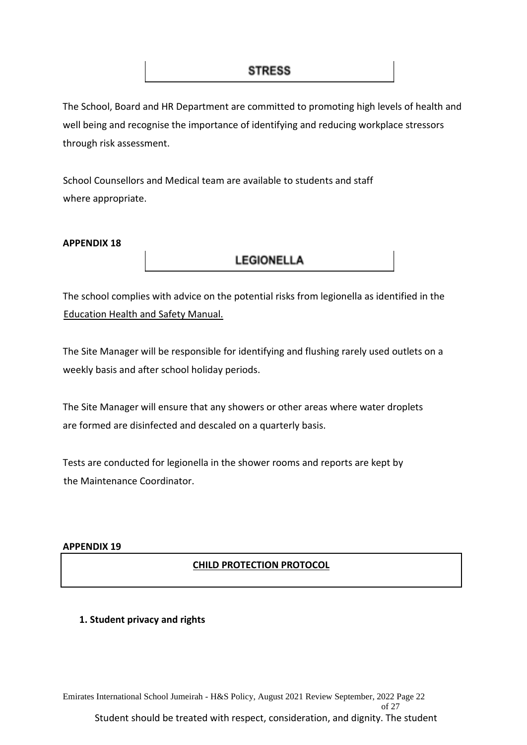## STRESS

The School, Board and HR Department are committed to promoting high levels of health and well being and recognise the importance of identifying and reducing workplace stressors through risk assessment.

School Counsellors and Medical team are available to students and staff where appropriate.

**APPENDIX 18**

## LEGIONELLA

The school complies with advice on the potential risks from legionella as identified in the Education Health and Safety Manual.

The Site Manager will be responsible for identifying and flushing rarely used outlets on a weekly basis and after school holiday periods.

The Site Manager will ensure that any showers or other areas where water droplets are formed are disinfected and descaled on a quarterly basis.

Tests are conducted for legionella in the shower rooms and reports are kept by the Maintenance Coordinator.

**APPENDIX 19**

## CHILD PROTECTION PROTOCOL

**1. Student privacy and rights**

Student should be treated with respect, consideration, and dignity. The student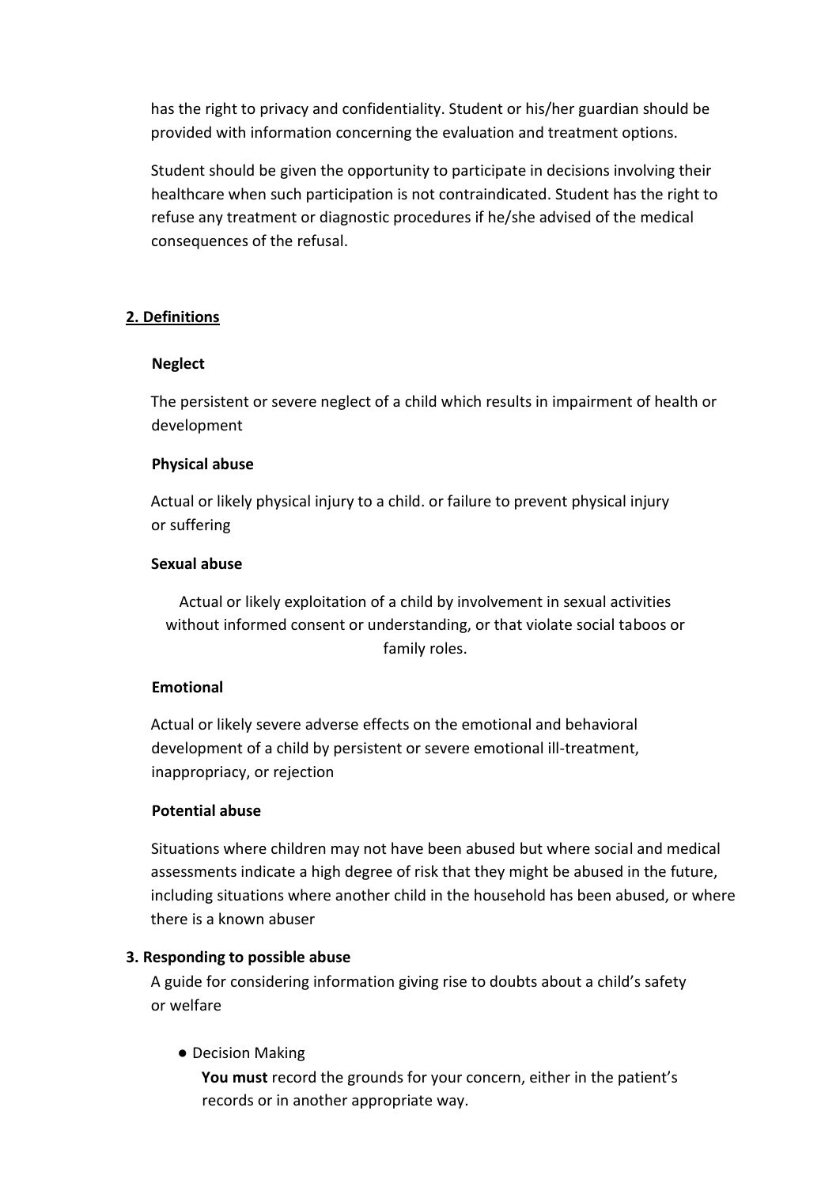has the right to privacy and confidentiality. Student or his/her guardian should be provided with information concerning the evaluation and treatment options.

Student should be given the opportunity to participate in decisions involving their healthcare when such participation is not contraindicated. Student has the right to refuse any treatment or diagnostic procedures if he/she advised of the medical consequences of the refusal.

## 2. Definitions

**Neglect**

The persistent or severe neglect of a child which results in impairment of health or development

**Physical abuse**

Actual or likely physical injury to a child. or failure to prevent physical injury or suffering

**Sexual abuse**

Actual or likely exploitation of a child by involvement in sexual activities without informed consent or understanding, or that violate social taboos or family roles.

**Emotional**

Actual or likely severe adverse effects on the emotional and behavioral development of a child by persistent or severe emotional ill-treatment, inappropriacy, or rejection

**Potential abuse**

Situations where children may not have been abused but where social and medical assessments indicate a high degree of risk that they might be abused in the future, including situations where another child in the household has been abused, or where there is a known abuser

### 3. Responding to possible abuse

A guide for considering information giving rise to doubts about a child's safety or welfare

- Decision Making

  **You must** record the grounds for your concern, either in the patient's records or in another appropriate way.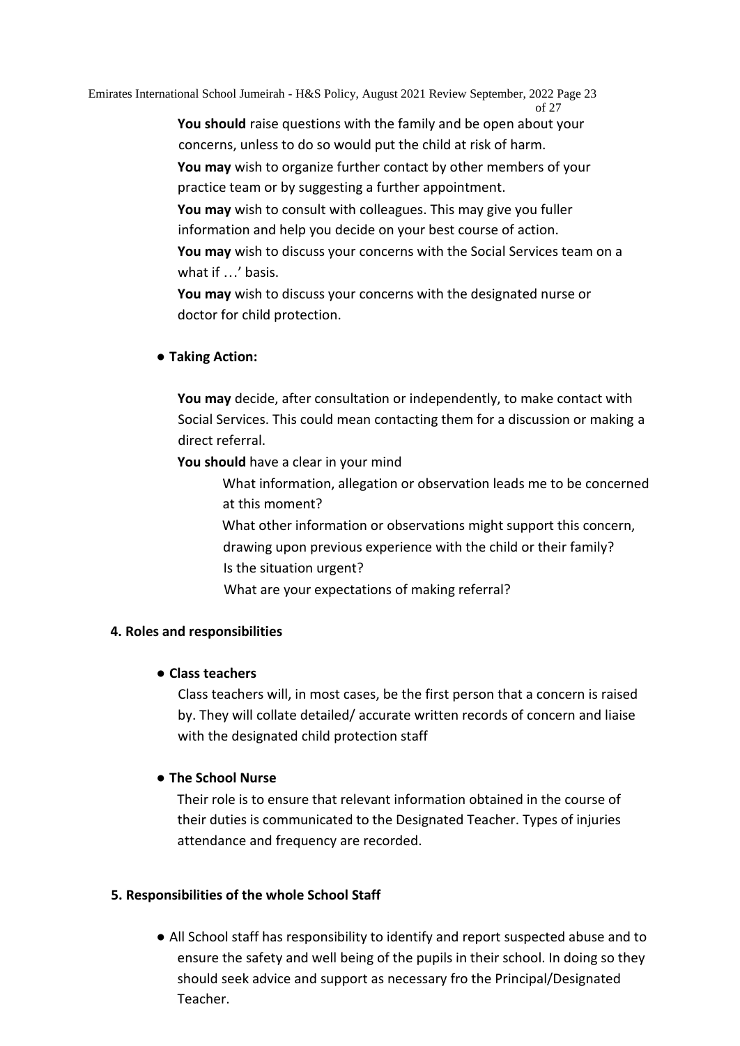**You should** raise questions with the family and be open about your concerns, unless to do so would put the child at risk of harm.

**You may** wish to organize further contact by other members of your practice team or by suggesting a further appointment.

**You may** wish to consult with colleagues. This may give you fuller information and help you decide on your best course of action.

**You may** wish to discuss your concerns with the Social Services team on a what if …' basis.

**You may** wish to discuss your concerns with the designated nurse or doctor for child protection.

● **Taking Action:**

**You may** decide, after consultation or independently, to make contact with Social Services. This could mean contacting them for a discussion or making a direct referral.

**You should** have a clear in your mind

What information, allegation or observation leads me to be concerned at this moment?

What other information or observations might support this concern, drawing upon previous experience with the child or their family?

Is the situation urgent?

What are your expectations of making referral?

**4. Roles and responsibilities**

● **Class teachers**

Class teachers will, in most cases, be the first person that a concern is raised by. They will collate detailed/ accurate written records of concern and liaise with the designated child protection staff

● **The School Nurse**

Their role is to ensure that relevant information obtained in the course of their duties is communicated to the Designated Teacher. Types of injuries attendance and frequency are recorded.

**5. Responsibilities of the whole School Staff**

● All School staff has responsibility to identify and report suspected abuse and to ensure the safety and well being of the pupils in their school. In doing so they should seek advice and support as necessary fro the Principal/Designated Teacher.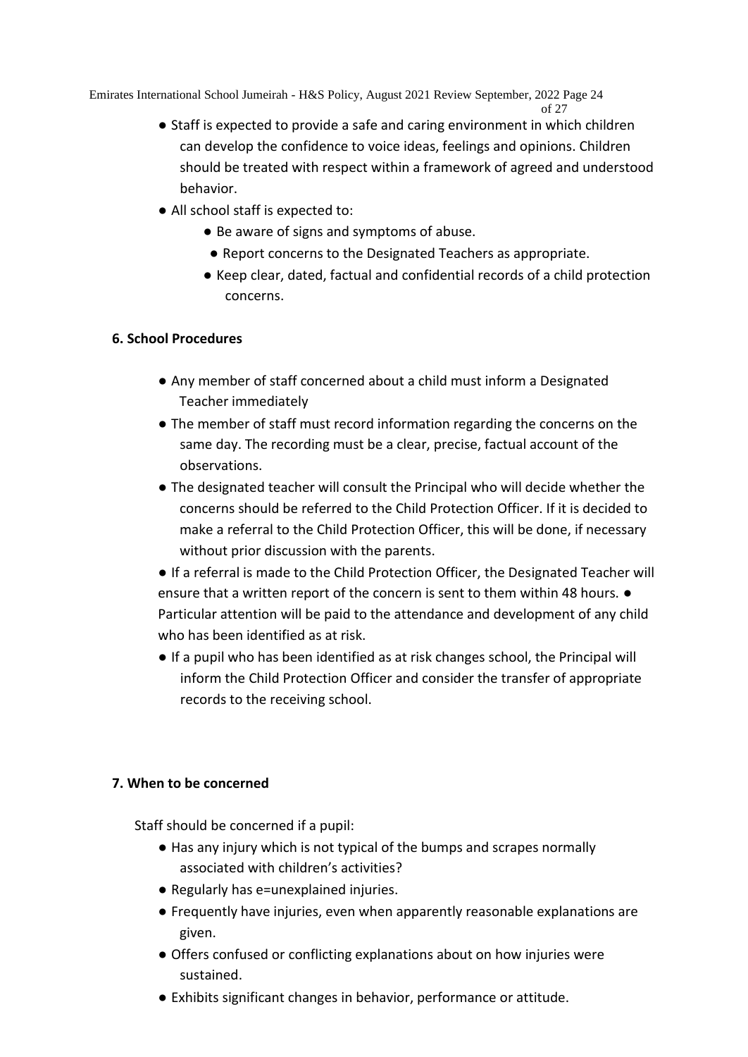- Staff is expected to provide a safe and caring environment in which children can develop the confidence to voice ideas, feelings and opinions. Children should be treated with respect within a framework of agreed and understood behavior.
- All school staff is expected to:
    - Be aware of signs and symptoms of abuse.
    - Report concerns to the Designated Teachers as appropriate.
    - Keep clear, dated, factual and confidential records of a child protection concerns.

**6. School Procedures**

- Any member of staff concerned about a child must inform a Designated Teacher immediately
- The member of staff must record information regarding the concerns on the same day. The recording must be a clear, precise, factual account of the observations.
- The designated teacher will consult the Principal who will decide whether the concerns should be referred to the Child Protection Officer. If it is decided to make a referral to the Child Protection Officer, this will be done, if necessary without prior discussion with the parents.
- If a referral is made to the Child Protection Officer, the Designated Teacher will ensure that a written report of the concern is sent to them within 48 hours. ● Particular attention will be paid to the attendance and development of any child who has been identified as at risk.
- If a pupil who has been identified as at risk changes school, the Principal will inform the Child Protection Officer and consider the transfer of appropriate records to the receiving school.

**7. When to be concerned**

Staff should be concerned if a pupil:

- Has any injury which is not typical of the bumps and scrapes normally associated with children's activities?
- Regularly has e=unexplained injuries.
- Frequently have injuries, even when apparently reasonable explanations are given.
- Offers confused or conflicting explanations about on how injuries were sustained.
- Exhibits significant changes in behavior, performance or attitude.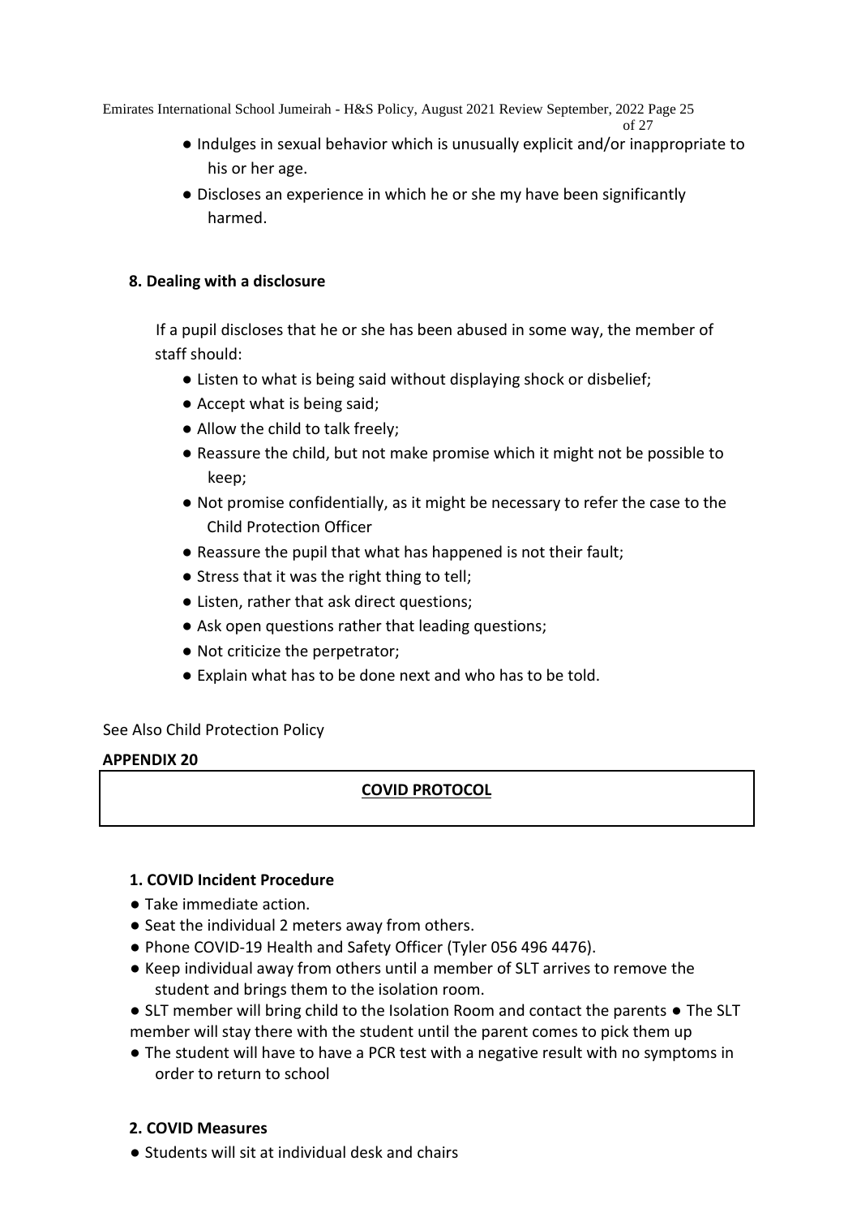- Indulges in sexual behavior which is unusually explicit and/or inappropriate to his or her age.
- Discloses an experience in which he or she my have been significantly harmed.

**8. Dealing with a disclosure**

If a pupil discloses that he or she has been abused in some way, the member of staff should:

- Listen to what is being said without displaying shock or disbelief;
- Accept what is being said;
- Allow the child to talk freely;
- Reassure the child, but not make promise which it might not be possible to keep;
- Not promise confidentially, as it might be necessary to refer the case to the Child Protection Officer
- Reassure the pupil that what has happened is not their fault;
- Stress that it was the right thing to tell;
- Listen, rather that ask direct questions;
- Ask open questions rather that leading questions;
- Not criticize the perpetrator;
- Explain what has to be done next and who has to be told.

See Also Child Protection Policy

**APPENDIX 20**

**COVID PROTOCOL**

**1. COVID Incident Procedure**

- Take immediate action.
- Seat the individual 2 meters away from others.
- Phone COVID-19 Health and Safety Officer (Tyler 056 496 4476).
- Keep individual away from others until a member of SLT arrives to remove the student and brings them to the isolation room.
- SLT member will bring child to the Isolation Room and contact the parents
- The SLT member will stay there with the student until the parent comes to pick them up
- The student will have to have a PCR test with a negative result with no symptoms in order to return to school

**2. COVID Measures**

- Students will sit at individual desk and chairs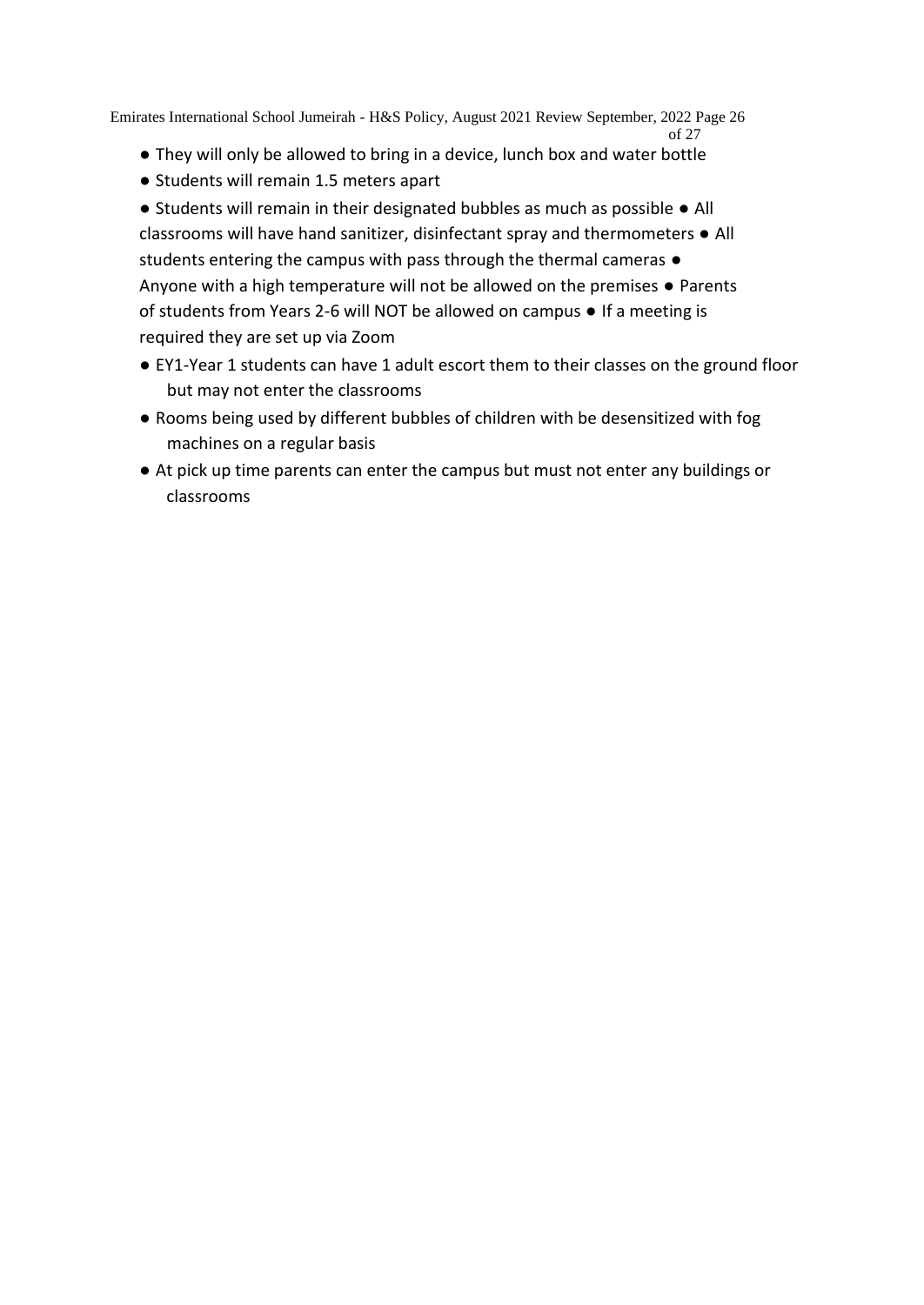- They will only be allowed to bring in a device, lunch box and water bottle
- Students will remain 1.5 meters apart
- Students will remain in their designated bubbles as much as possible ● All classrooms will have hand sanitizer, disinfectant spray and thermometers ● All students entering the campus with pass through the thermal cameras ● Anyone with a high temperature will not be allowed on the premises ● Parents of students from Years 2-6 will NOT be allowed on campus ● If a meeting is required they are set up via Zoom
- EY1-Year 1 students can have 1 adult escort them to their classes on the ground floor but may not enter the classrooms
- Rooms being used by different bubbles of children with be desensitized with fog machines on a regular basis
- At pick up time parents can enter the campus but must not enter any buildings or classrooms